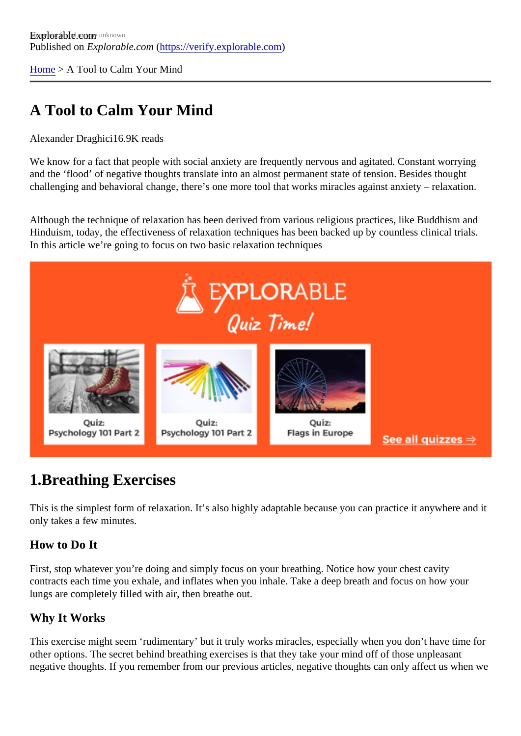Explorable.com
Published on *Explorable.com* (https://verify.explorable.com)

Home > A Tool to Calm Your Mind

# A Tool to Calm Your Mind

Alexander Draghici16.9K reads

We know for a fact that people with social anxiety are frequently nervous and agitated. Constant worrying and the 'flood' of negative thoughts translate into an almost permanent state of tension. Besides thought challenging and behavioral change, there's one more tool that works miracles against anxiety – relaxation.

Although the technique of relaxation has been derived from various religious practices, like Buddhism and Hinduism, today, the effectiveness of relaxation techniques has been backed up by countless clinical trials. In this article we're going to focus on two basic relaxation techniques

## 1.Breathing Exercises

This is the simplest form of relaxation. It's also highly adaptable because you can practice it anywhere and it only takes a few minutes.

### How to Do It

First, stop whatever you're doing and simply focus on your breathing. Notice how your chest cavity contracts each time you exhale, and inflates when you inhale. Take a deep breath and focus on how your lungs are completely filled with air, then breathe out.

### Why It Works

This exercise might seem 'rudimentary' but it truly works miracles, especially when you don't have time for other options. The secret behind breathing exercises is that they take your mind off of those unpleasant negative thoughts. If you remember from our previous articles, negative thoughts can only affect us when we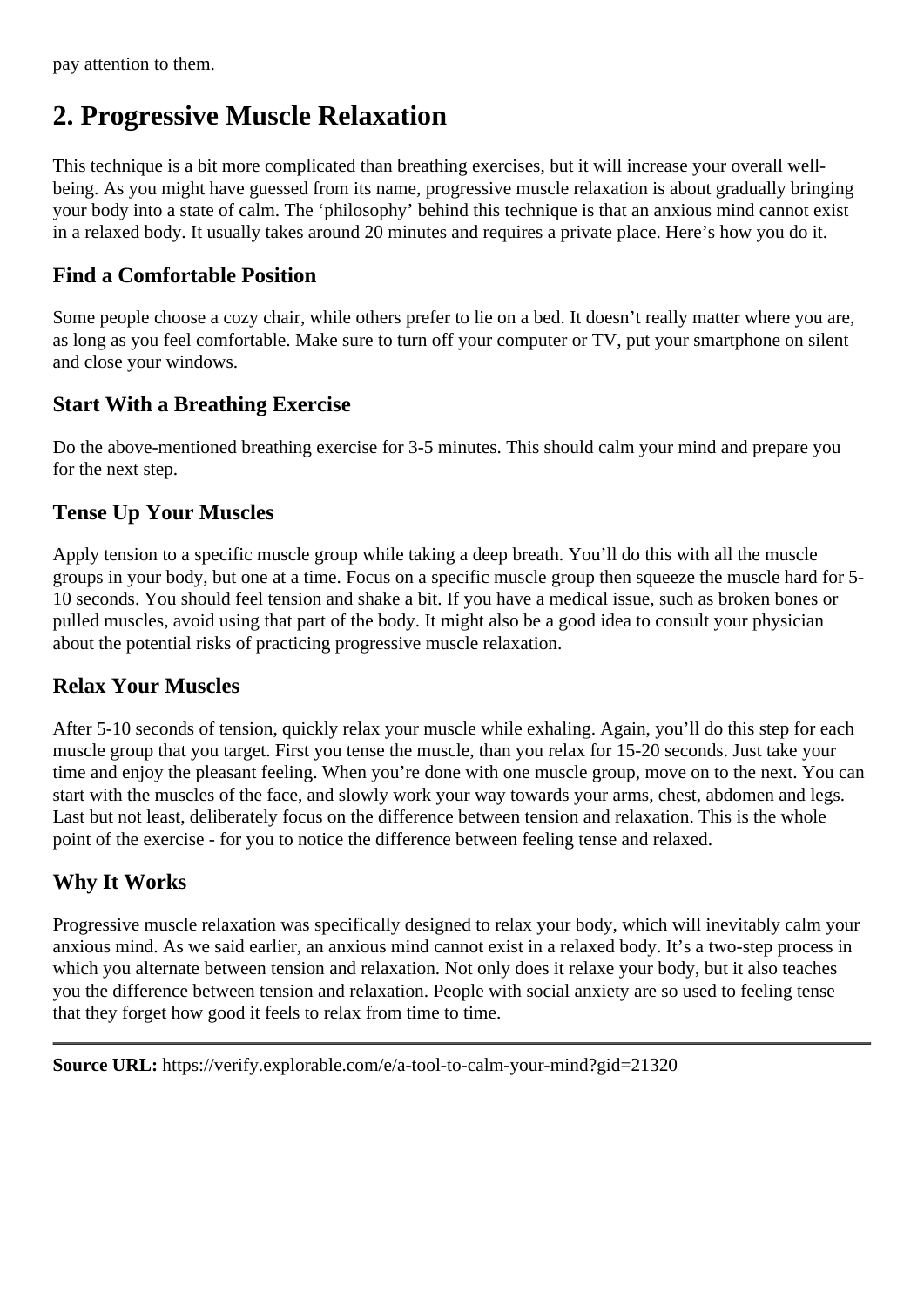pay attention to them.

## 2. Progressive Muscle Relaxation

This technique is a bit more complicated than breathing exercises, but it will increase your overall well-being. As you might have guessed from its name, progressive muscle relaxation is about gradually bringing your body into a state of calm. The ‘philosophy’ behind this technique is that an anxious mind cannot exist in a relaxed body. It usually takes around 20 minutes and requires a private place. Here’s how you do it.

### Find a Comfortable Position

Some people choose a cozy chair, while others prefer to lie on a bed. It doesn’t really matter where you are, as long as you feel comfortable. Make sure to turn off your computer or TV, put your smartphone on silent and close your windows.

### Start With a Breathing Exercise

Do the above-mentioned breathing exercise for 3-5 minutes. This should calm your mind and prepare you for the next step.

### Tense Up Your Muscles

Apply tension to a specific muscle group while taking a deep breath. You’ll do this with all the muscle groups in your body, but one at a time. Focus on a specific muscle group then squeeze the muscle hard for 5-10 seconds. You should feel tension and shake a bit. If you have a medical issue, such as broken bones or pulled muscles, avoid using that part of the body. It might also be a good idea to consult your physician about the potential risks of practicing progressive muscle relaxation.

### Relax Your Muscles

After 5-10 seconds of tension, quickly relax your muscle while exhaling. Again, you’ll do this step for each muscle group that you target. First you tense the muscle, than you relax for 15-20 seconds. Just take your time and enjoy the pleasant feeling. When you’re done with one muscle group, move on to the next. You can start with the muscles of the face, and slowly work your way towards your arms, chest, abdomen and legs. Last but not least, deliberately focus on the difference between tension and relaxation. This is the whole point of the exercise - for you to notice the difference between feeling tense and relaxed.

### Why It Works

Progressive muscle relaxation was specifically designed to relax your body, which will inevitably calm your anxious mind. As we said earlier, an anxious mind cannot exist in a relaxed body. It’s a two-step process in which you alternate between tension and relaxation. Not only does it relaxe your body, but it also teaches you the difference between tension and relaxation. People with social anxiety are so used to feeling tense that they forget how good it feels to relax from time to time.

---

**Source URL:** https://verify.explorable.com/e/a-tool-to-calm-your-mind?gid=21320